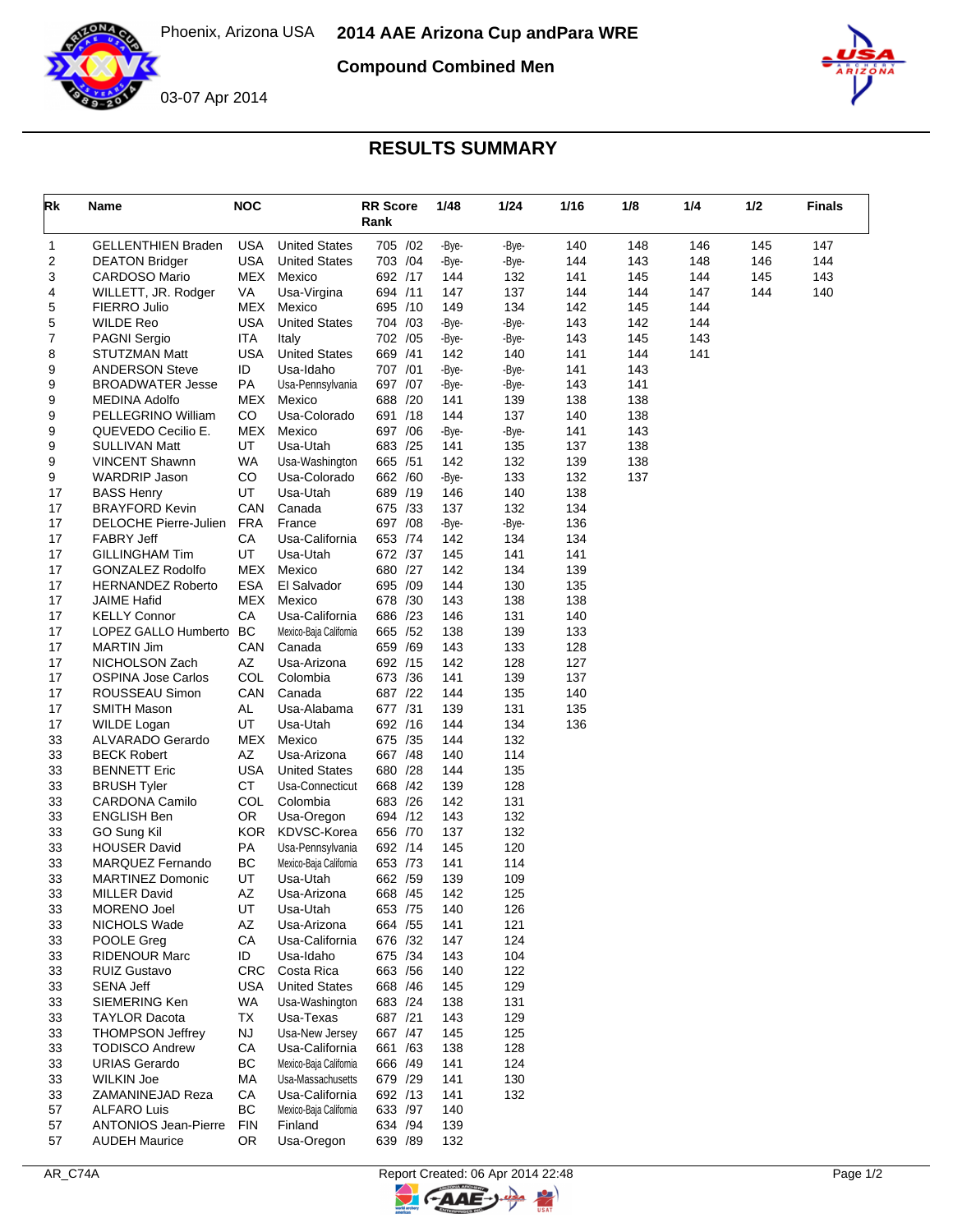Phoenix, Arizona USA

03-07 Apr 2014

# 2014 AAE Arizona Cup andPara WRE

## Compound Combined Men

## RESULTS SUMMARY

| Rk | Name | NOC | | RR Score Rank | 1/48 | 1/24 | 1/16 | 1/8 | 1/4 | 1/2 | Finals |
|---|---|---|---|---|---|---|---|---|---|---|---|
| 1 | GELLENTHIEN Braden | USA | United States | 705 /02 | -Bye- | -Bye- | 140 | 148 | 146 | 145 | 147 |
| 2 | DEATON Bridger | USA | United States | 703 /04 | -Bye- | -Bye- | 144 | 143 | 148 | 146 | 144 |
| 3 | CARDOSO Mario | MEX | Mexico | 692 /17 | 144 | 132 | 141 | 145 | 144 | 145 | 143 |
| 4 | WILLETT, JR. Rodger | VA | Usa-Virgina | 694 /11 | 147 | 137 | 144 | 144 | 147 | 144 | 140 |
| 5 | FIERRO Julio | MEX | Mexico | 695 /10 | 149 | 134 | 142 | 145 | 144 | | |
| 5 | WILDE Reo | USA | United States | 704 /03 | -Bye- | -Bye- | 143 | 142 | 144 | | |
| 7 | PAGNI Sergio | ITA | Italy | 702 /05 | -Bye- | -Bye- | 143 | 145 | 143 | | |
| 8 | STUTZMAN Matt | USA | United States | 669 /41 | 142 | 140 | 141 | 144 | 141 | | |
| 9 | ANDERSON Steve | ID | Usa-Idaho | 707 /01 | -Bye- | -Bye- | 141 | 143 | | | |
| 9 | BROADWATER Jesse | PA | Usa-Pennsylvania | 697 /07 | -Bye- | -Bye- | 143 | 141 | | | |
| 9 | MEDINA Adolfo | MEX | Mexico | 688 /20 | 141 | 139 | 138 | 138 | | | |
| 9 | PELLEGRINO William | CO | Usa-Colorado | 691 /18 | 144 | 137 | 140 | 138 | | | |
| 9 | QUEVEDO Cecilio E. | MEX | Mexico | 697 /06 | -Bye- | -Bye- | 141 | 143 | | | |
| 9 | SULLIVAN Matt | UT | Usa-Utah | 683 /25 | 141 | 135 | 137 | 138 | | | |
| 9 | VINCENT Shawnn | WA | Usa-Washington | 665 /51 | 142 | 132 | 139 | 138 | | | |
| 9 | WARDRIP Jason | CO | Usa-Colorado | 662 /60 | -Bye- | 133 | 132 | 137 | | | |
| 17 | BASS Henry | UT | Usa-Utah | 689 /19 | 146 | 140 | 138 | | | | |
| 17 | BRAYFORD Kevin | CAN | Canada | 675 /33 | 137 | 132 | 134 | | | | |
| 17 | DELOCHE Pierre-Julien | FRA | France | 697 /08 | -Bye- | -Bye- | 136 | | | | |
| 17 | FABRY Jeff | CA | Usa-California | 653 /74 | 142 | 134 | 134 | | | | |
| 17 | GILLINGHAM Tim | UT | Usa-Utah | 672 /37 | 145 | 141 | 141 | | | | |
| 17 | GONZALEZ Rodolfo | MEX | Mexico | 680 /27 | 142 | 134 | 139 | | | | |
| 17 | HERNANDEZ Roberto | ESA | El Salvador | 695 /09 | 144 | 130 | 135 | | | | |
| 17 | JAIME Hafid | MEX | Mexico | 678 /30 | 143 | 138 | 138 | | | | |
| 17 | KELLY Connor | CA | Usa-California | 686 /23 | 146 | 131 | 140 | | | | |
| 17 | LOPEZ GALLO Humberto | BC | Mexico-Baja California | 665 /52 | 138 | 139 | 133 | | | | |
| 17 | MARTIN Jim | CAN | Canada | 659 /69 | 143 | 133 | 128 | | | | |
| 17 | NICHOLSON Zach | AZ | Usa-Arizona | 692 /15 | 142 | 128 | 127 | | | | |
| 17 | OSPINA Jose Carlos | COL | Colombia | 673 /36 | 141 | 139 | 137 | | | | |
| 17 | ROUSSEAU Simon | CAN | Canada | 687 /22 | 144 | 135 | 140 | | | | |
| 17 | SMITH Mason | AL | Usa-Alabama | 677 /31 | 139 | 131 | 135 | | | | |
| 17 | WILDE Logan | UT | Usa-Utah | 692 /16 | 144 | 134 | 136 | | | | |
| 33 | ALVARADO Gerardo | MEX | Mexico | 675 /35 | 144 | 132 | | | | | |
| 33 | BECK Robert | AZ | Usa-Arizona | 667 /48 | 140 | 114 | | | | | |
| 33 | BENNETT Eric | USA | United States | 680 /28 | 144 | 135 | | | | | |
| 33 | BRUSH Tyler | CT | Usa-Connecticut | 668 /42 | 139 | 128 | | | | | |
| 33 | CARDONA Camilo | COL | Colombia | 683 /26 | 142 | 131 | | | | | |
| 33 | ENGLISH Ben | OR | Usa-Oregon | 694 /12 | 143 | 132 | | | | | |
| 33 | GO Sung Kil | KOR | KDVSC-Korea | 656 /70 | 137 | 132 | | | | | |
| 33 | HOUSER David | PA | Usa-Pennsylvania | 692 /14 | 145 | 120 | | | | | |
| 33 | MARQUEZ Fernando | BC | Mexico-Baja California | 653 /73 | 141 | 114 | | | | | |
| 33 | MARTINEZ Domonic | UT | Usa-Utah | 662 /59 | 139 | 109 | | | | | |
| 33 | MILLER David | AZ | Usa-Arizona | 668 /45 | 142 | 125 | | | | | |
| 33 | MORENO Joel | UT | Usa-Utah | 653 /75 | 140 | 126 | | | | | |
| 33 | NICHOLS Wade | AZ | Usa-Arizona | 664 /55 | 141 | 121 | | | | | |
| 33 | POOLE Greg | CA | Usa-California | 676 /32 | 147 | 124 | | | | | |
| 33 | RIDENOUR Marc | ID | Usa-Idaho | 675 /34 | 143 | 104 | | | | | |
| 33 | RUIZ Gustavo | CRC | Costa Rica | 663 /56 | 140 | 122 | | | | | |
| 33 | SENA Jeff | USA | United States | 668 /46 | 145 | 129 | | | | | |
| 33 | SIEMERING Ken | WA | Usa-Washington | 683 /24 | 138 | 131 | | | | | |
| 33 | TAYLOR Dacota | TX | Usa-Texas | 687 /21 | 143 | 129 | | | | | |
| 33 | THOMPSON Jeffrey | NJ | Usa-New Jersey | 667 /47 | 145 | 125 | | | | | |
| 33 | TODISCO Andrew | CA | Usa-California | 661 /63 | 138 | 128 | | | | | |
| 33 | URIAS Gerardo | BC | Mexico-Baja California | 666 /49 | 141 | 124 | | | | | |
| 33 | WILKIN Joe | MA | Usa-Massachusetts | 679 /29 | 141 | 130 | | | | | |
| 33 | ZAMANINEJAD Reza | CA | Usa-California | 692 /13 | 141 | 132 | | | | | |
| 57 | ALFARO Luis | BC | Mexico-Baja California | 633 /97 | 140 | | | | | | |
| 57 | ANTONIOS Jean-Pierre | FIN | Finland | 634 /94 | 139 | | | | | | |
| 57 | AUDEH Maurice | OR | Usa-Oregon | 639 /89 | 132 | | | | | | |

AR_C74A    Report Created: 06 Apr 2014 22:48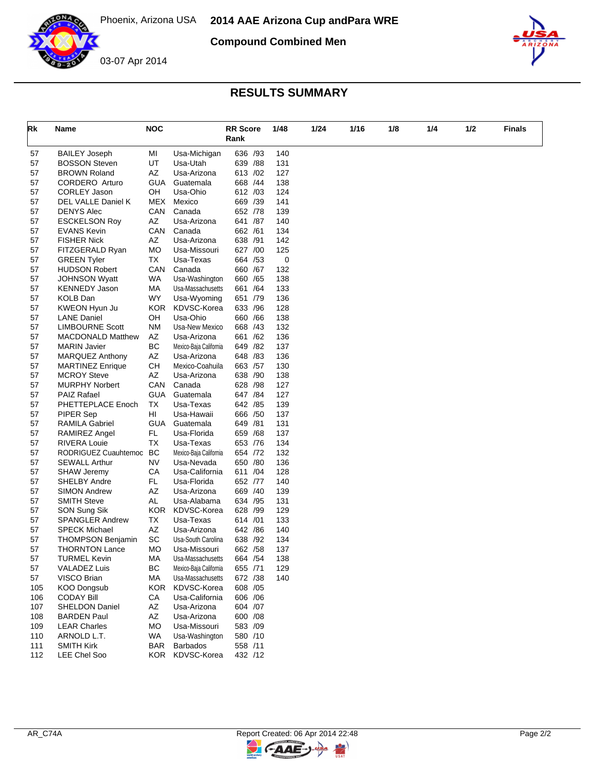Phoenix, Arizona USA

# 2014 AAE Arizona Cup andPara WRE

## Compound Combined Men

03-07 Apr 2014

## RESULTS SUMMARY

| Rk | Name | NOC | | RR Score Rank | 1/48 | 1/24 | 1/16 | 1/8 | 1/4 | 1/2 | Finals |
|---|---|---|---|---|---|---|---|---|---|---|---|
| 57 | BAILEY Joseph | MI | Usa-Michigan | 636 /93 | 140 | | | | | | |
| 57 | BOSSON Steven | UT | Usa-Utah | 639 /88 | 131 | | | | | | |
| 57 | BROWN Roland | AZ | Usa-Arizona | 613 /02 | 127 | | | | | | |
| 57 | CORDERO Arturo | GUA | Guatemala | 668 /44 | 138 | | | | | | |
| 57 | CORLEY Jason | OH | Usa-Ohio | 612 /03 | 124 | | | | | | |
| 57 | DEL VALLE Daniel K | MEX | Mexico | 669 /39 | 141 | | | | | | |
| 57 | DENYS Alec | CAN | Canada | 652 /78 | 139 | | | | | | |
| 57 | ESCKELSON Roy | AZ | Usa-Arizona | 641 /87 | 140 | | | | | | |
| 57 | EVANS Kevin | CAN | Canada | 662 /61 | 134 | | | | | | |
| 57 | FISHER Nick | AZ | Usa-Arizona | 638 /91 | 142 | | | | | | |
| 57 | FITZGERALD Ryan | MO | Usa-Missouri | 627 /00 | 125 | | | | | | |
| 57 | GREEN Tyler | TX | Usa-Texas | 664 /53 | 0 | | | | | | |
| 57 | HUDSON Robert | CAN | Canada | 660 /67 | 132 | | | | | | |
| 57 | JOHNSON Wyatt | WA | Usa-Washington | 660 /65 | 138 | | | | | | |
| 57 | KENNEDY Jason | MA | Usa-Massachusetts | 661 /64 | 133 | | | | | | |
| 57 | KOLB Dan | WY | Usa-Wyoming | 651 /79 | 136 | | | | | | |
| 57 | KWEON Hyun Ju | KOR | KDVSC-Korea | 633 /96 | 128 | | | | | | |
| 57 | LANE Daniel | OH | Usa-Ohio | 660 /66 | 138 | | | | | | |
| 57 | LIMBOURNE Scott | NM | Usa-New Mexico | 668 /43 | 132 | | | | | | |
| 57 | MACDONALD Matthew | AZ | Usa-Arizona | 661 /62 | 136 | | | | | | |
| 57 | MARIN Javier | BC | Mexico-Baja California | 649 /82 | 137 | | | | | | |
| 57 | MARQUEZ Anthony | AZ | Usa-Arizona | 648 /83 | 136 | | | | | | |
| 57 | MARTINEZ Enrique | CH | Mexico-Coahuila | 663 /57 | 130 | | | | | | |
| 57 | MCROY Steve | AZ | Usa-Arizona | 638 /90 | 138 | | | | | | |
| 57 | MURPHY Norbert | CAN | Canada | 628 /98 | 127 | | | | | | |
| 57 | PAIZ Rafael | GUA | Guatemala | 647 /84 | 127 | | | | | | |
| 57 | PHETTEPLACE Enoch | TX | Usa-Texas | 642 /85 | 139 | | | | | | |
| 57 | PIPER Sep | HI | Usa-Hawaii | 666 /50 | 137 | | | | | | |
| 57 | RAMILA Gabriel | GUA | Guatemala | 649 /81 | 131 | | | | | | |
| 57 | RAMIREZ Angel | FL | Usa-Florida | 659 /68 | 137 | | | | | | |
| 57 | RIVERA Louie | TX | Usa-Texas | 653 /76 | 134 | | | | | | |
| 57 | RODRIGUEZ Cuauhtemoc | BC | Mexico-Baja California | 654 /72 | 132 | | | | | | |
| 57 | SEWALL Arthur | NV | Usa-Nevada | 650 /80 | 136 | | | | | | |
| 57 | SHAW Jeremy | CA | Usa-California | 611 /04 | 128 | | | | | | |
| 57 | SHELBY Andre | FL | Usa-Florida | 652 /77 | 140 | | | | | | |
| 57 | SIMON Andrew | AZ | Usa-Arizona | 669 /40 | 139 | | | | | | |
| 57 | SMITH Steve | AL | Usa-Alabama | 634 /95 | 131 | | | | | | |
| 57 | SON Sung Sik | KOR | KDVSC-Korea | 628 /99 | 129 | | | | | | |
| 57 | SPANGLER Andrew | TX | Usa-Texas | 614 /01 | 133 | | | | | | |
| 57 | SPECK Michael | AZ | Usa-Arizona | 642 /86 | 140 | | | | | | |
| 57 | THOMPSON Benjamin | SC | Usa-South Carolina | 638 /92 | 134 | | | | | | |
| 57 | THORNTON Lance | MO | Usa-Missouri | 662 /58 | 137 | | | | | | |
| 57 | TURMEL Kevin | MA | Usa-Massachusetts | 664 /54 | 138 | | | | | | |
| 57 | VALADEZ Luis | BC | Mexico-Baja California | 655 /71 | 129 | | | | | | |
| 57 | VISCO Brian | MA | Usa-Massachusetts | 672 /38 | 140 | | | | | | |
| 105 | KOO Dongsub | KOR | KDVSC-Korea | 608 /05 | | | | | | | |
| 106 | CODAY Bill | CA | Usa-California | 606 /06 | | | | | | | |
| 107 | SHELDON Daniel | AZ | Usa-Arizona | 604 /07 | | | | | | | |
| 108 | BARDEN Paul | AZ | Usa-Arizona | 600 /08 | | | | | | | |
| 109 | LEAR Charles | MO | Usa-Missouri | 583 /09 | | | | | | | |
| 110 | ARNOLD L.T. | WA | Usa-Washington | 580 /10 | | | | | | | |
| 111 | SMITH Kirk | BAR | Barbados | 558 /11 | | | | | | | |
| 112 | LEE Chel Soo | KOR | KDVSC-Korea | 432 /12 | | | | | | | |

AR_C74A Report Created: 06 Apr 2014 22:48